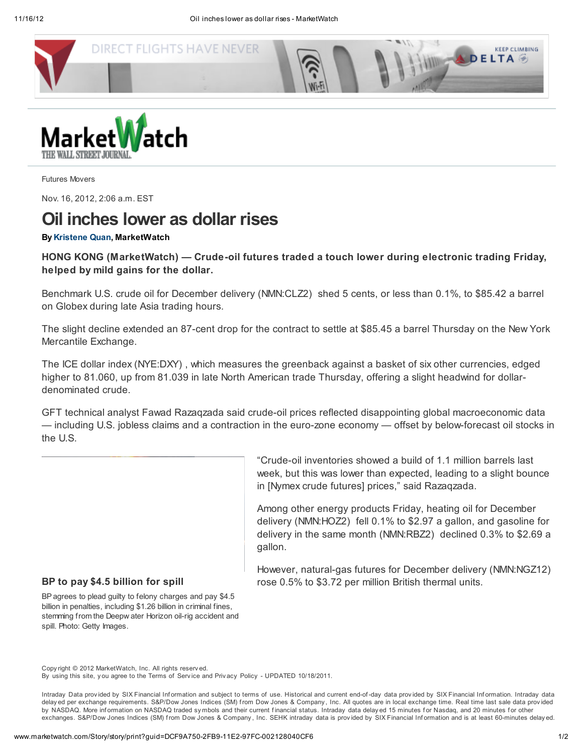Futures Movers

Nov. 16, 2012, 2:06 a.m. EST

# Oil inches lower as dollar rises

**By Kristene Quan, MarketWatch**

**HONG KONG (MarketWatch) — Crude-oil futures traded a touch lower during electronic trading Friday, helped by mild gains for the dollar.**

Benchmark U.S. crude oil for December delivery (NMN:CLZ2) shed 5 cents, or less than 0.1%, to $85.42 a barrel on Globex during late Asia trading hours.

The slight decline extended an 87-cent drop for the contract to settle at $85.45 a barrel Thursday on the New York Mercantile Exchange.

The ICE dollar index (NYE:DXY) , which measures the greenback against a basket of six other currencies, edged higher to 81.060, up from 81.039 in late North American trade Thursday, offering a slight headwind for dollar-denominated crude.

GFT technical analyst Fawad Razaqzada said crude-oil prices reflected disappointing global macroeconomic data — including U.S. jobless claims and a contraction in the euro-zone economy — offset by below-forecast oil stocks in the U.S.

"Crude-oil inventories showed a build of 1.1 million barrels last week, but this was lower than expected, leading to a slight bounce in [Nymex crude futures] prices," said Razaqzada.

Among other energy products Friday, heating oil for December delivery (NMN:HOZ2) fell 0.1% to $2.97 a gallon, and gasoline for delivery in the same month (NMN:RBZ2) declined 0.3% to $2.69 a gallon.

However, natural-gas futures for December delivery (NMN:NGZ12) rose 0.5% to $3.72 per million British thermal units.

**BP to pay $4.5 billion for spill**

BP agrees to plead guilty to felony charges and pay $4.5 billion in penalties, including $1.26 billion in criminal fines, stemming from the Deepwater Horizon oil-rig accident and spill. Photo: Getty Images.

Copyright © 2012 MarketWatch, Inc. All rights reserved.
By using this site, you agree to the Terms of Service and Privacy Policy - UPDATED 10/18/2011.

Intraday Data provided by SIX Financial Information and subject to terms of use. Historical and current end-of-day data provided by SIX Financial Information. Intraday data delayed per exchange requirements. S&P/Dow Jones Indices (SM) from Dow Jones & Company, Inc. All quotes are in local exchange time. Real time last sale data provided by NASDAQ. More information on NASDAQ traded symbols and their current financial status. Intraday data delayed 15 minutes for Nasdaq, and 20 minutes for other exchanges. S&P/Dow Jones Indices (SM) from Dow Jones & Company, Inc. SEHK intraday data is provided by SIX Financial Information and is at least 60-minutes delayed.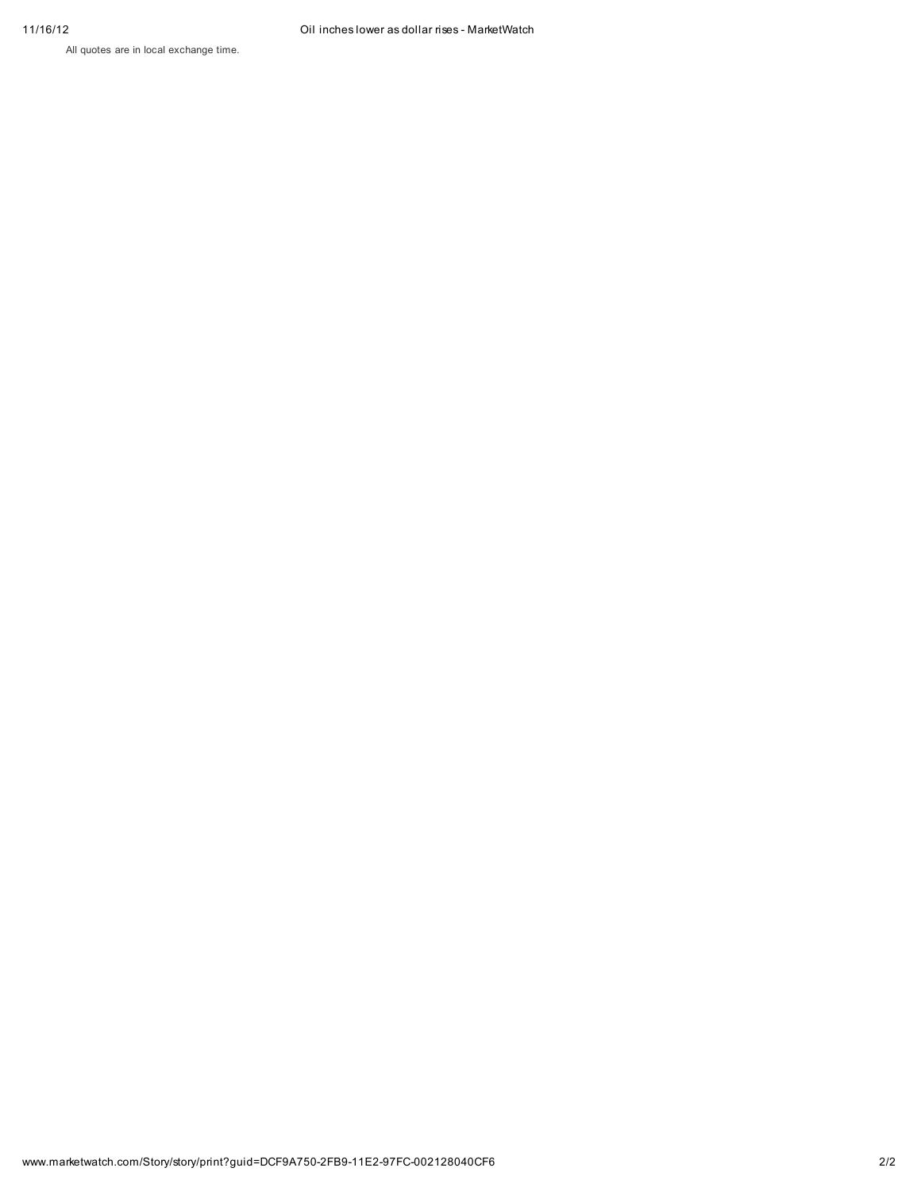All quotes are in local exchange time.